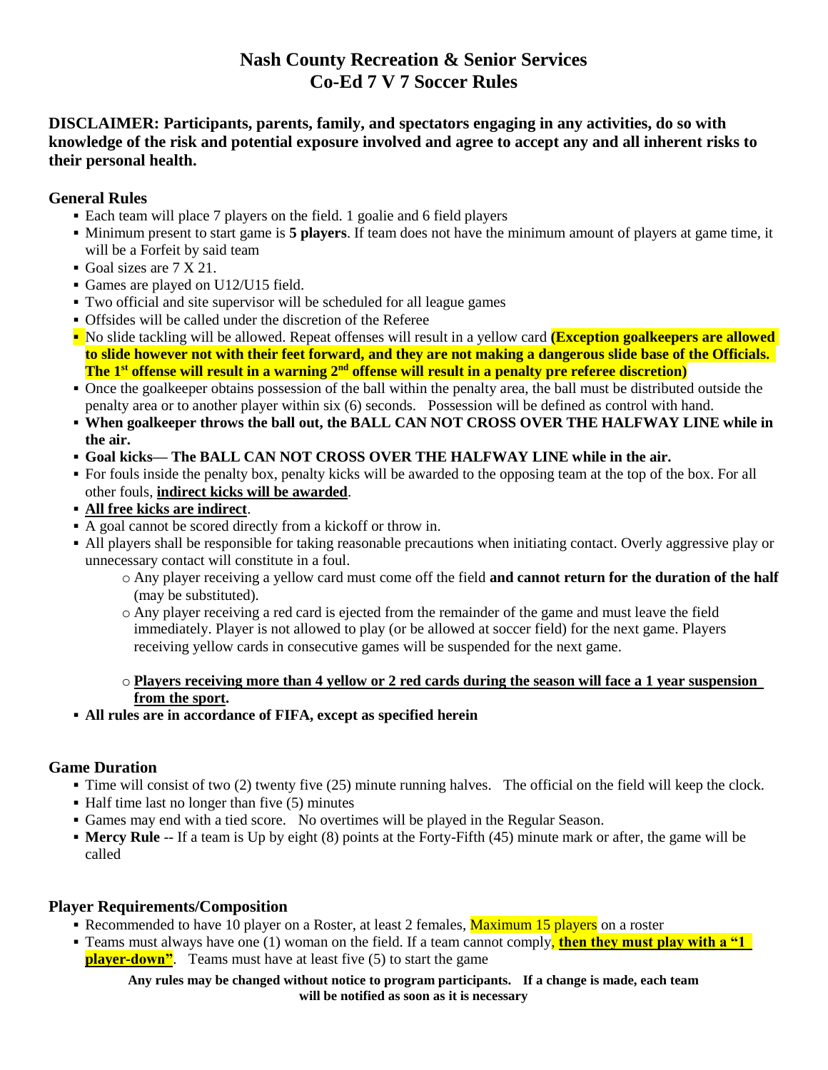# Nash County Recreation & Senior Services
# Co-Ed 7 V 7 Soccer Rules

**DISCLAIMER: Participants, parents, family, and spectators engaging in any activities, do so with knowledge of the risk and potential exposure involved and agree to accept any and all inherent risks to their personal health.**

## General Rules

- Each team will place 7 players on the field. 1 goalie and 6 field players
- Minimum present to start game is **5 players**. If team does not have the minimum amount of players at game time, it will be a Forfeit by said team
- Goal sizes are 7 X 21.
- Games are played on U12/U15 field.
- Two official and site supervisor will be scheduled for all league games
- Offsides will be called under the discretion of the Referee
- No slide tackling will be allowed. Repeat offenses will result in a yellow card **(Exception goalkeepers are allowed to slide however not with their feet forward, and they are not making a dangerous slide base of the Officials. The 1st offense will result in a warning 2nd offense will result in a penalty pre referee discretion)**
- Once the goalkeeper obtains possession of the ball within the penalty area, the ball must be distributed outside the penalty area or to another player within six (6) seconds. Possession will be defined as control with hand.
- **When goalkeeper throws the ball out, the BALL CAN NOT CROSS OVER THE HALFWAY LINE while in the air.**
- **Goal kicks— The BALL CAN NOT CROSS OVER THE HALFWAY LINE while in the air.**
- For fouls inside the penalty box, penalty kicks will be awarded to the opposing team at the top of the box. For all other fouls, **indirect kicks will be awarded**.
- **All free kicks are indirect**.
- A goal cannot be scored directly from a kickoff or throw in.
- All players shall be responsible for taking reasonable precautions when initiating contact. Overly aggressive play or unnecessary contact will constitute in a foul.
  - Any player receiving a yellow card must come off the field **and cannot return for the duration of the half** (may be substituted).
  - Any player receiving a red card is ejected from the remainder of the game and must leave the field immediately. Player is not allowed to play (or be allowed at soccer field) for the next game. Players receiving yellow cards in consecutive games will be suspended for the next game.
  - **Players receiving more than 4 yellow or 2 red cards during the season will face a 1 year suspension from the sport.**
- **All rules are in accordance of FIFA, except as specified herein**

## Game Duration

- Time will consist of two (2) twenty five (25) minute running halves. The official on the field will keep the clock.
- Half time last no longer than five (5) minutes
- Games may end with a tied score. No overtimes will be played in the Regular Season.
- **Mercy Rule** -- If a team is Up by eight (8) points at the Forty-Fifth (45) minute mark or after, the game will be called

## Player Requirements/Composition

- Recommended to have 10 player on a Roster, at least 2 females, Maximum 15 players on a roster
- Teams must always have one (1) woman on the field. If a team cannot comply, **then they must play with a "1 player-down"**. Teams must have at least five (5) to start the game

**Any rules may be changed without notice to program participants. If a change is made, each team will be notified as soon as it is necessary**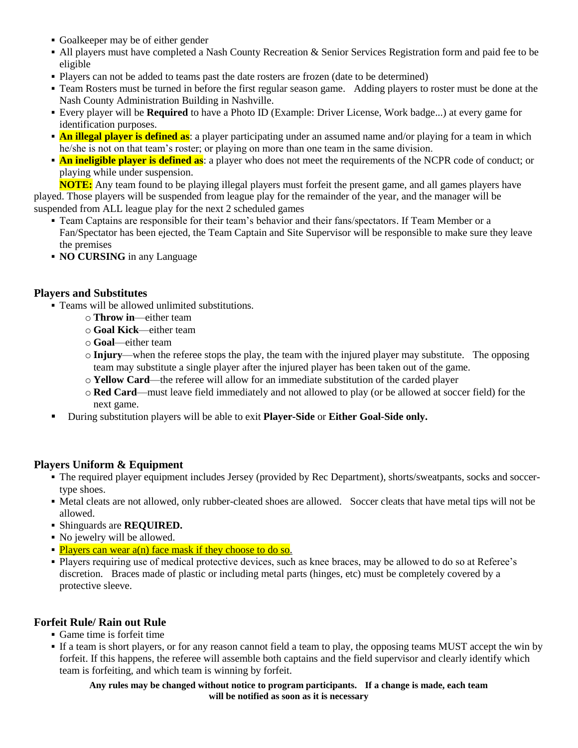- Goalkeeper may be of either gender
- All players must have completed a Nash County Recreation & Senior Services Registration form and paid fee to be eligible
- Players can not be added to teams past the date rosters are frozen (date to be determined)
- Team Rosters must be turned in before the first regular season game. Adding players to roster must be done at the Nash County Administration Building in Nashville.
- Every player will be **Required** to have a Photo ID (Example: Driver License, Work badge...) at every game for identification purposes.
- **An illegal player is defined as**: a player participating under an assumed name and/or playing for a team in which he/she is not on that team's roster; or playing on more than one team in the same division.
- **An ineligible player is defined as**: a player who does not meet the requirements of the NCPR code of conduct; or playing while under suspension.

**NOTE:** Any team found to be playing illegal players must forfeit the present game, and all games players have played. Those players will be suspended from league play for the remainder of the year, and the manager will be suspended from ALL league play for the next 2 scheduled games

- Team Captains are responsible for their team's behavior and their fans/spectators. If Team Member or a Fan/Spectator has been ejected, the Team Captain and Site Supervisor will be responsible to make sure they leave the premises
- **NO CURSING** in any Language

## Players and Substitutes

- Teams will be allowed unlimited substitutions.
  - **Throw in**—either team
  - **Goal Kick**—either team
  - **Goal**—either team
  - **Injury**—when the referee stops the play, the team with the injured player may substitute. The opposing team may substitute a single player after the injured player has been taken out of the game.
  - **Yellow Card**—the referee will allow for an immediate substitution of the carded player
  - **Red Card**—must leave field immediately and not allowed to play (or be allowed at soccer field) for the next game.
- During substitution players will be able to exit **Player-Side** or **Either Goal-Side only.**

## Players Uniform & Equipment

- The required player equipment includes Jersey (provided by Rec Department), shorts/sweatpants, socks and soccer-type shoes.
- Metal cleats are not allowed, only rubber-cleated shoes are allowed. Soccer cleats that have metal tips will not be allowed.
- Shinguards are **REQUIRED.**
- No jewelry will be allowed.
- Players can wear a(n) face mask if they choose to do so.
- Players requiring use of medical protective devices, such as knee braces, may be allowed to do so at Referee's discretion. Braces made of plastic or including metal parts (hinges, etc) must be completely covered by a protective sleeve.

## Forfeit Rule/ Rain out Rule

- Game time is forfeit time
- If a team is short players, or for any reason cannot field a team to play, the opposing teams MUST accept the win by forfeit. If this happens, the referee will assemble both captains and the field supervisor and clearly identify which team is forfeiting, and which team is winning by forfeit.

**Any rules may be changed without notice to program participants. If a change is made, each team will be notified as soon as it is necessary**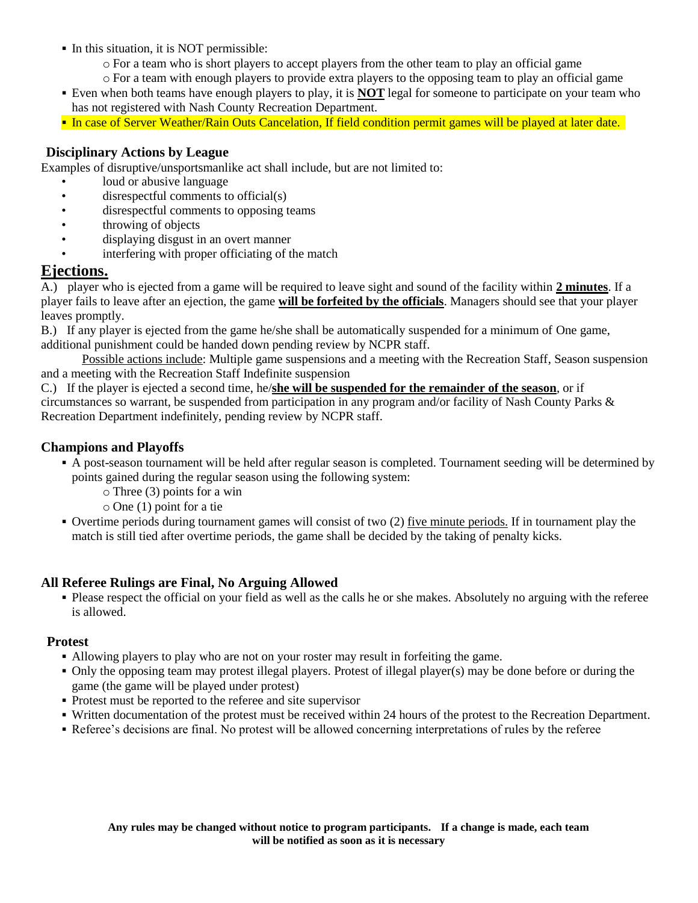- In this situation, it is NOT permissible:
  - For a team who is short players to accept players from the other team to play an official game
  - For a team with enough players to provide extra players to the opposing team to play an official game
- Even when both teams have enough players to play, it is **NOT** legal for someone to participate on your team who has not registered with Nash County Recreation Department.
- In case of Server Weather/Rain Outs Cancelation, If field condition permit games will be played at later date.

### Disciplinary Actions by League

Examples of disruptive/unsportsmanlike act shall include, but are not limited to:

- loud or abusive language
- disrespectful comments to official(s)
- disrespectful comments to opposing teams
- throwing of objects
- displaying disgust in an overt manner
- interfering with proper officiating of the match

## Ejections.

A.) player who is ejected from a game will be required to leave sight and sound of the facility within **2 minutes**. If a player fails to leave after an ejection, the game **will be forfeited by the officials**. Managers should see that your player leaves promptly.

B.) If any player is ejected from the game he/she shall be automatically suspended for a minimum of One game, additional punishment could be handed down pending review by NCPR staff.

Possible actions include: Multiple game suspensions and a meeting with the Recreation Staff, Season suspension and a meeting with the Recreation Staff Indefinite suspension

C.) If the player is ejected a second time, he/**she will be suspended for the remainder of the season**, or if circumstances so warrant, be suspended from participation in any program and/or facility of Nash County Parks & Recreation Department indefinitely, pending review by NCPR staff.

### Champions and Playoffs

- A post-season tournament will be held after regular season is completed. Tournament seeding will be determined by points gained during the regular season using the following system:
  - Three (3) points for a win
  - One (1) point for a tie
- Overtime periods during tournament games will consist of two (2) five minute periods. If in tournament play the match is still tied after overtime periods, the game shall be decided by the taking of penalty kicks.

### All Referee Rulings are Final, No Arguing Allowed

- Please respect the official on your field as well as the calls he or she makes. Absolutely no arguing with the referee is allowed.

### Protest

- Allowing players to play who are not on your roster may result in forfeiting the game.
- Only the opposing team may protest illegal players. Protest of illegal player(s) may be done before or during the game (the game will be played under protest)
- Protest must be reported to the referee and site supervisor
- Written documentation of the protest must be received within 24 hours of the protest to the Recreation Department.
- Referee's decisions are final. No protest will be allowed concerning interpretations of rules by the referee

**Any rules may be changed without notice to program participants. If a change is made, each team will be notified as soon as it is necessary**